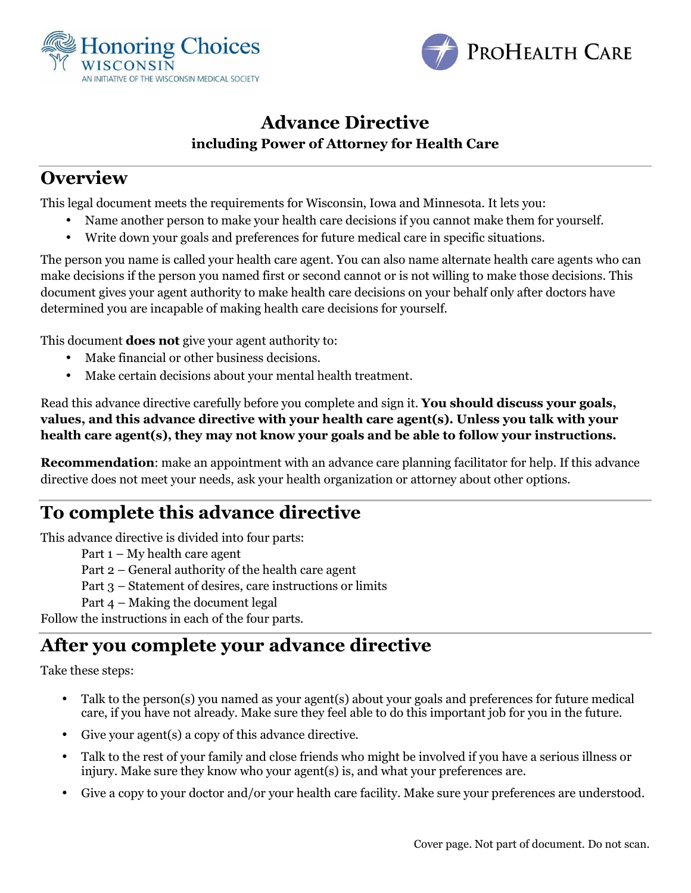Honoring Choices WISCONSIN
AN INITIATIVE OF THE WISCONSIN MEDICAL SOCIETY

PROHEALTH CARE

# Advance Directive

**including Power of Attorney for Health Care**

## Overview

This legal document meets the requirements for Wisconsin, Iowa and Minnesota. It lets you:

- Name another person to make your health care decisions if you cannot make them for yourself.
- Write down your goals and preferences for future medical care in specific situations.

The person you name is called your health care agent. You can also name alternate health care agents who can make decisions if the person you named first or second cannot or is not willing to make those decisions. This document gives your agent authority to make health care decisions on your behalf only after doctors have determined you are incapable of making health care decisions for yourself.

This document **does not** give your agent authority to:

- Make financial or other business decisions.
- Make certain decisions about your mental health treatment.

Read this advance directive carefully before you complete and sign it. **You should discuss your goals, values, and this advance directive with your health care agent(s). Unless you talk with your health care agent(s), they may not know your goals and be able to follow your instructions.**

**Recommendation**: make an appointment with an advance care planning facilitator for help. If this advance directive does not meet your needs, ask your health organization or attorney about other options.

## To complete this advance directive

This advance directive is divided into four parts:

Part 1 – My health care agent
Part 2 – General authority of the health care agent
Part 3 – Statement of desires, care instructions or limits
Part 4 – Making the document legal

Follow the instructions in each of the four parts.

## After you complete your advance directive

Take these steps:

- Talk to the person(s) you named as your agent(s) about your goals and preferences for future medical care, if you have not already. Make sure they feel able to do this important job for you in the future.
- Give your agent(s) a copy of this advance directive.
- Talk to the rest of your family and close friends who might be involved if you have a serious illness or injury. Make sure they know who your agent(s) is, and what your preferences are.
- Give a copy to your doctor and/or your health care facility. Make sure your preferences are understood.

Cover page. Not part of document. Do not scan.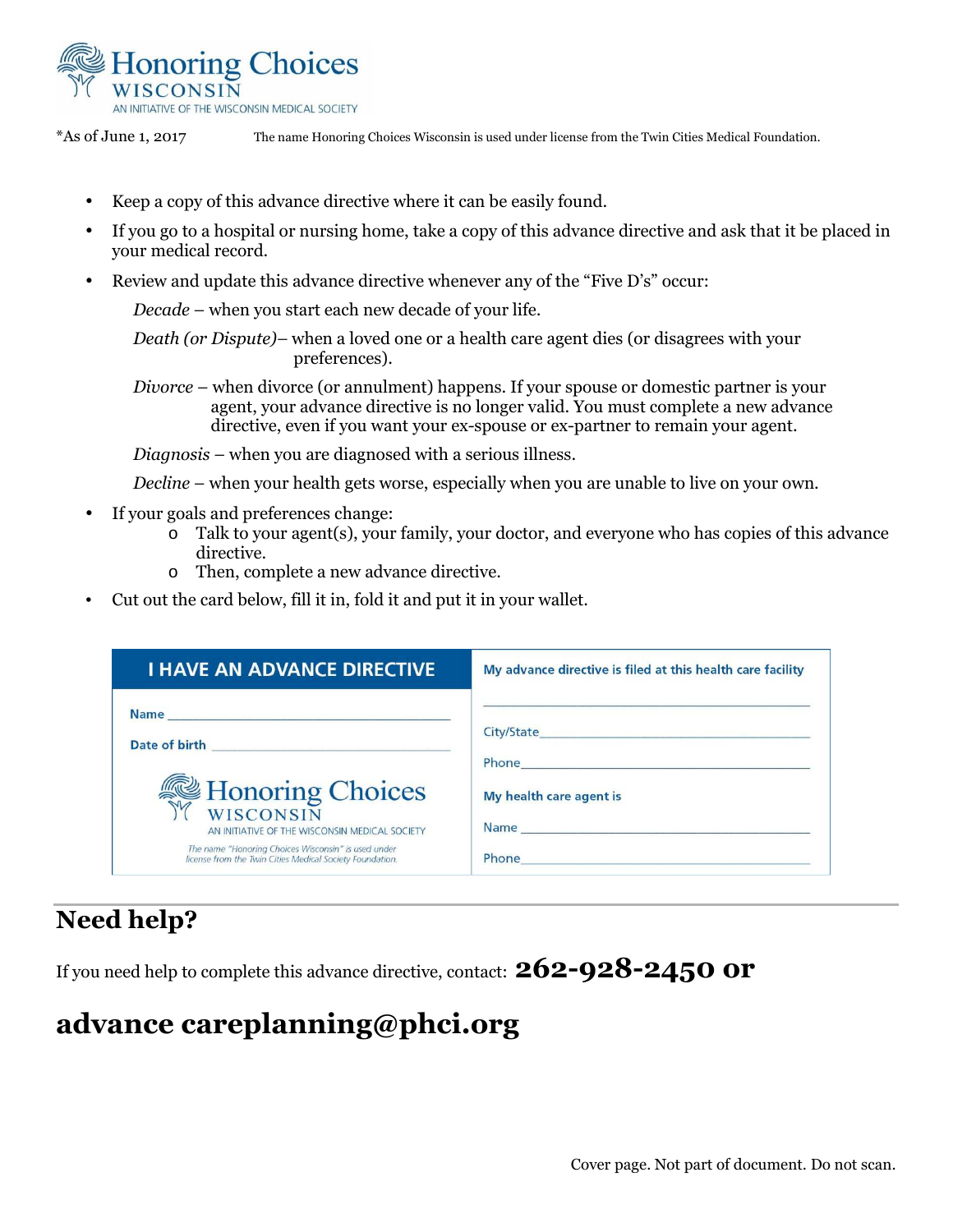Honoring Choices WISCONSIN
AN INITIATIVE OF THE WISCONSIN MEDICAL SOCIETY

*As of June 1, 2017 The name Honoring Choices Wisconsin is used under license from the Twin Cities Medical Foundation.

- Keep a copy of this advance directive where it can be easily found.
- If you go to a hospital or nursing home, take a copy of this advance directive and ask that it be placed in your medical record.
- Review and update this advance directive whenever any of the "Five D's" occur:

  *Decade* – when you start each new decade of your life.

  *Death (or Dispute)*– when a loved one or a health care agent dies (or disagrees with your preferences).

  *Divorce* – when divorce (or annulment) happens. If your spouse or domestic partner is your agent, your advance directive is no longer valid. You must complete a new advance directive, even if you want your ex-spouse or ex-partner to remain your agent.

  *Diagnosis* – when you are diagnosed with a serious illness.

  *Decline* – when your health gets worse, especially when you are unable to live on your own.
- If your goals and preferences change:
  - Talk to your agent(s), your family, your doctor, and everyone who has copies of this advance directive.
  - Then, complete a new advance directive.
- Cut out the card below, fill it in, fold it and put it in your wallet.

| I HAVE AN ADVANCE DIRECTIVE | My advance directive is filed at this health care facility |
|---|---|
| Name ______________________ | ______________________ |
| Date of birth ______________________ | City/State ______________________ |
| Honoring Choices WISCONSIN — AN INITIATIVE OF THE WISCONSIN MEDICAL SOCIETY | Phone ______________________ |
| | My health care agent is |
| | Name ______________________ |
| *The name "Honoring Choices Wisconsin" is used under license from the Twin Cities Medical Society Foundation.* | Phone ______________________ |

## Need help?

If you need help to complete this advance directive, contact: **262-928-2450 or**

## advance careplanning@phci.org

Cover page. Not part of document. Do not scan.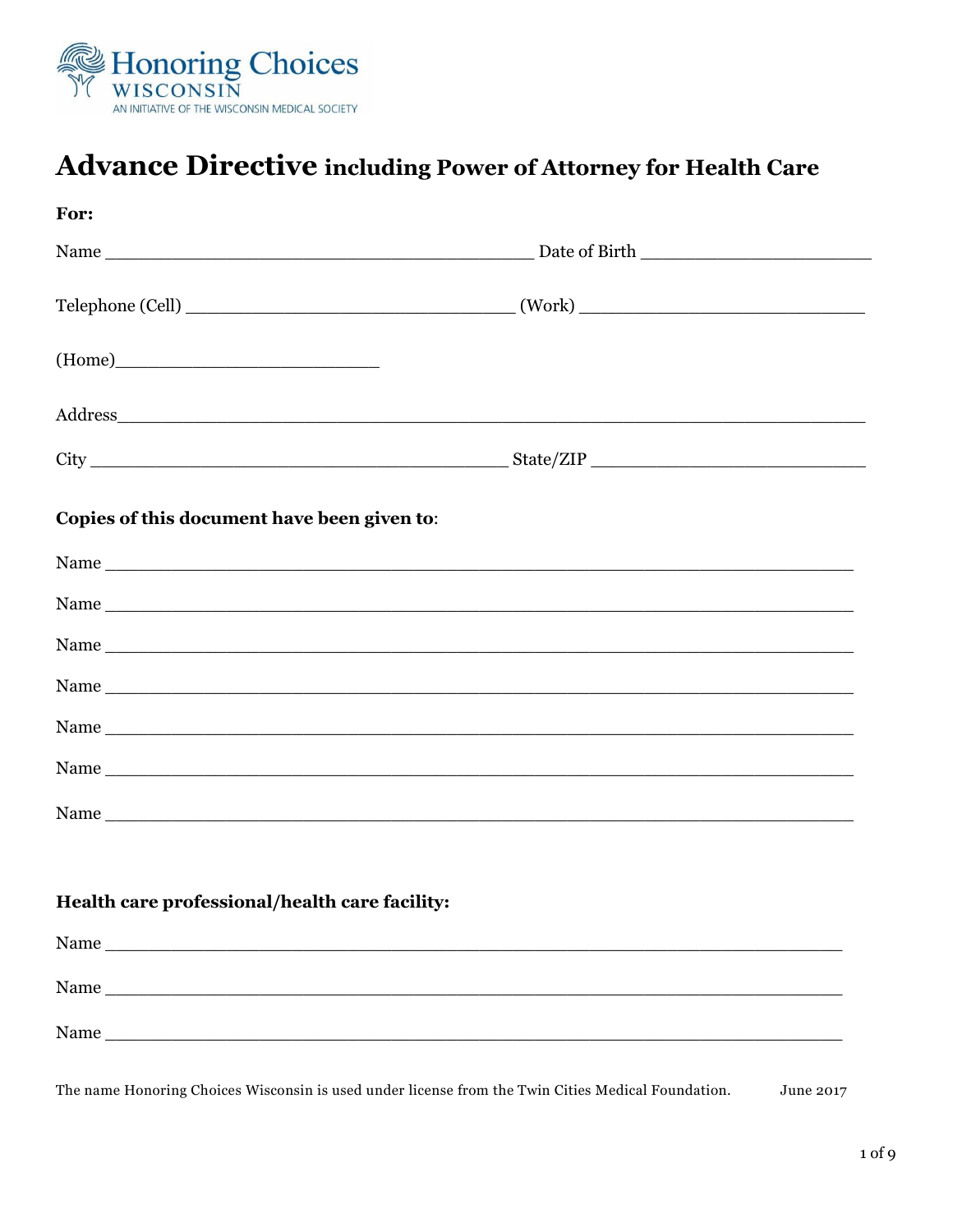Honoring Choices
WISCONSIN
AN INITIATIVE OF THE WISCONSIN MEDICAL SOCIETY

# Advance Directive including Power of Attorney for Health Care

**For:**

Name ________________________________________ Date of Birth ______________________

Telephone (Cell) ________________________________ (Work) ___________________________

(Home)________________________

Address______________________________________________________________________

City _______________________________________ State/ZIP __________________________

**Copies of this document have been given to**:

Name ________________________________________________________________________

Name ________________________________________________________________________

Name ________________________________________________________________________

Name ________________________________________________________________________

Name ________________________________________________________________________

Name ________________________________________________________________________

Name ________________________________________________________________________

**Health care professional/health care facility:**

Name ______________________________________________________________________

Name ______________________________________________________________________

Name ______________________________________________________________________

The name Honoring Choices Wisconsin is used under license from the Twin Cities Medical Foundation. June 2017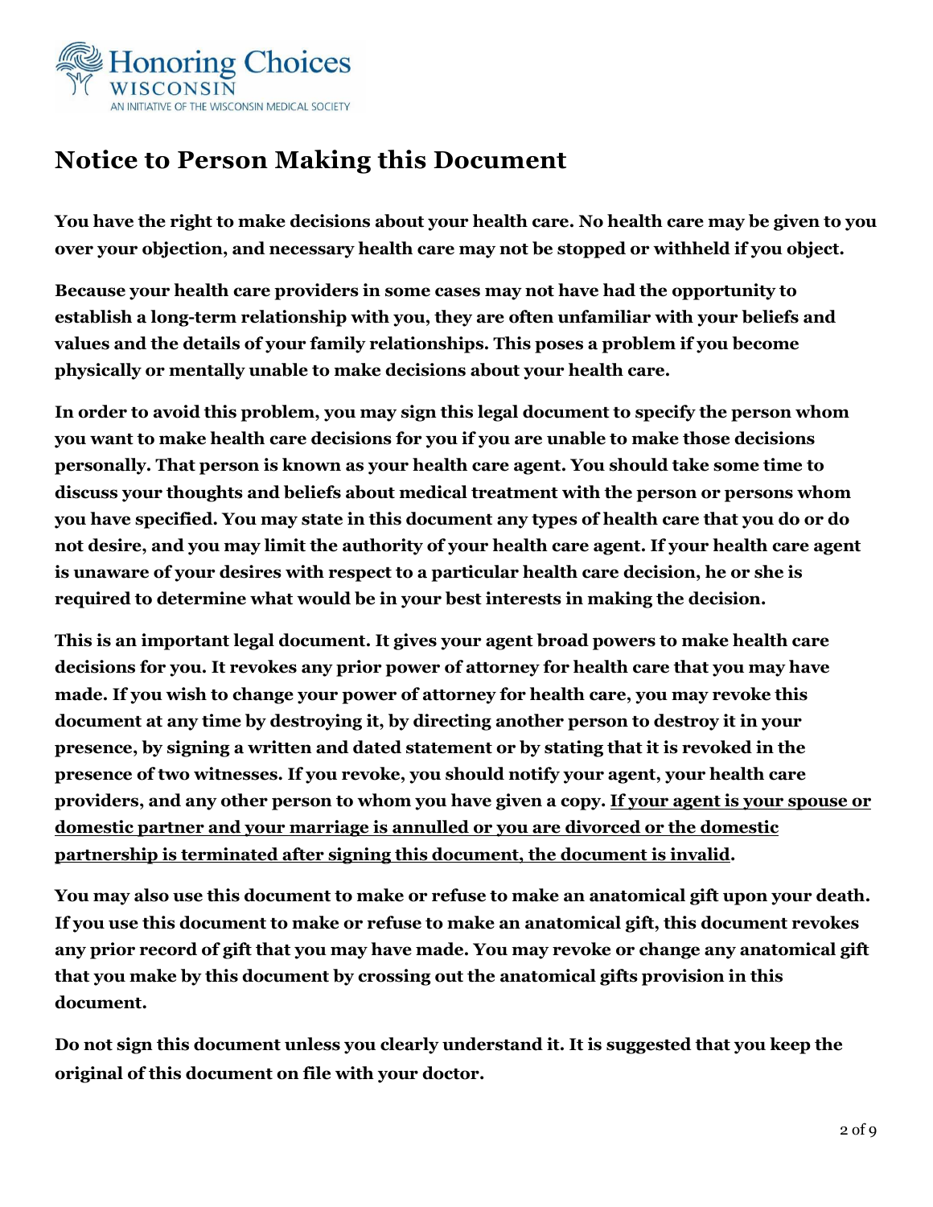## Notice to Person Making this Document

**You have the right to make decisions about your health care. No health care may be given to you over your objection, and necessary health care may not be stopped or withheld if you object.**

**Because your health care providers in some cases may not have had the opportunity to establish a long-term relationship with you, they are often unfamiliar with your beliefs and values and the details of your family relationships. This poses a problem if you become physically or mentally unable to make decisions about your health care.**

**In order to avoid this problem, you may sign this legal document to specify the person whom you want to make health care decisions for you if you are unable to make those decisions personally. That person is known as your health care agent. You should take some time to discuss your thoughts and beliefs about medical treatment with the person or persons whom you have specified. You may state in this document any types of health care that you do or do not desire, and you may limit the authority of your health care agent. If your health care agent is unaware of your desires with respect to a particular health care decision, he or she is required to determine what would be in your best interests in making the decision.**

**This is an important legal document. It gives your agent broad powers to make health care decisions for you. It revokes any prior power of attorney for health care that you may have made. If you wish to change your power of attorney for health care, you may revoke this document at any time by destroying it, by directing another person to destroy it in your presence, by signing a written and dated statement or by stating that it is revoked in the presence of two witnesses. If you revoke, you should notify your agent, your health care providers, and any other person to whom you have given a copy. <u>If your agent is your spouse or domestic partner and your marriage is annulled or you are divorced or the domestic partnership is terminated after signing this document, the document is invalid</u>.**

**You may also use this document to make or refuse to make an anatomical gift upon your death. If you use this document to make or refuse to make an anatomical gift, this document revokes any prior record of gift that you may have made. You may revoke or change any anatomical gift that you make by this document by crossing out the anatomical gifts provision in this document.**

**Do not sign this document unless you clearly understand it. It is suggested that you keep the original of this document on file with your doctor.**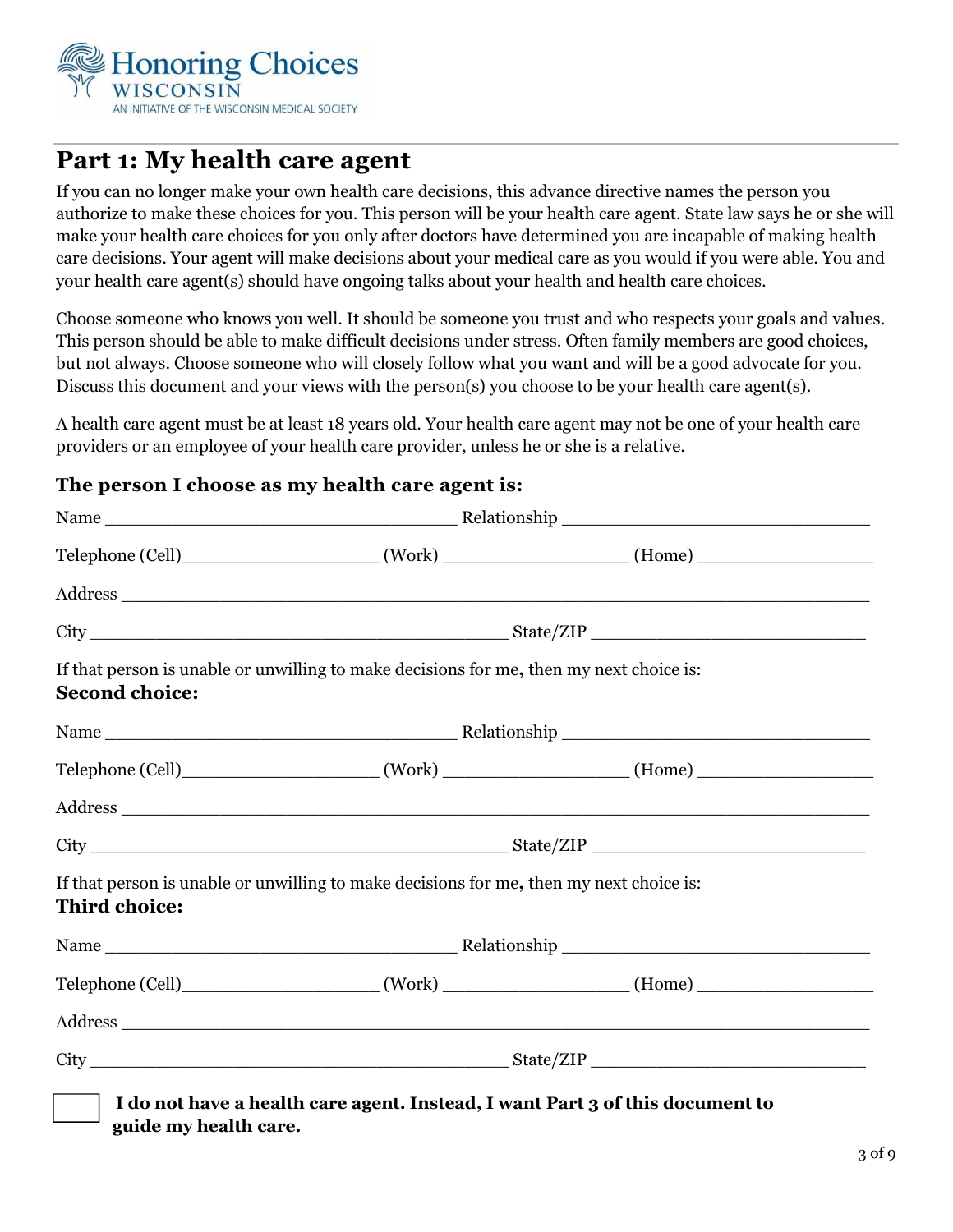Honoring Choices WISCONSIN
AN INITIATIVE OF THE WISCONSIN MEDICAL SOCIETY

# Part 1: My health care agent

If you can no longer make your own health care decisions, this advance directive names the person you authorize to make these choices for you. This person will be your health care agent. State law says he or she will make your health care choices for you only after doctors have determined you are incapable of making health care decisions. Your agent will make decisions about your medical care as you would if you were able. You and your health care agent(s) should have ongoing talks about your health and health care choices.

Choose someone who knows you well. It should be someone you trust and who respects your goals and values. This person should be able to make difficult decisions under stress. Often family members are good choices, but not always. Choose someone who will closely follow what you want and will be a good advocate for you. Discuss this document and your views with the person(s) you choose to be your health care agent(s).

A health care agent must be at least 18 years old. Your health care agent may not be one of your health care providers or an employee of your health care provider, unless he or she is a relative.

### The person I choose as my health care agent is:

Name ________________________________ Relationship ______________________________

Telephone (Cell)__________________ (Work) _________________ (Home) _________________

Address ______________________________________________________________________

City ______________________________________ State/ZIP ___________________________

If that person is unable or unwilling to make decisions for me, then my next choice is:
**Second choice:**

Name ________________________________ Relationship ______________________________

Telephone (Cell)__________________ (Work) _________________ (Home) _________________

Address ______________________________________________________________________

City ______________________________________ State/ZIP ___________________________

If that person is unable or unwilling to make decisions for me, then my next choice is:
**Third choice:**

Name ________________________________ Relationship ______________________________

Telephone (Cell)__________________ (Work) _________________ (Home) _________________

Address ______________________________________________________________________

City ______________________________________ State/ZIP ___________________________

☐ **I do not have a health care agent. Instead, I want Part 3 of this document to guide my health care.**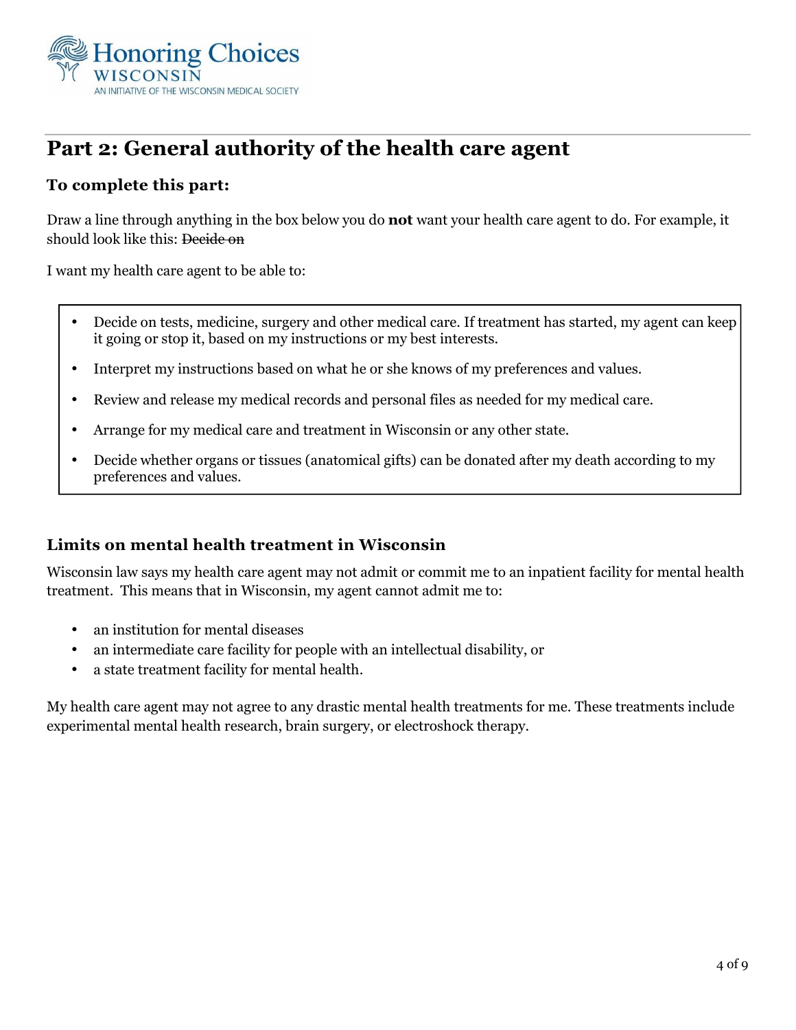## Part 2: General authority of the health care agent

### To complete this part:

Draw a line through anything in the box below you do **not** want your health care agent to do. For example, it should look like this: ~~Decide on~~

I want my health care agent to be able to:

- Decide on tests, medicine, surgery and other medical care. If treatment has started, my agent can keep it going or stop it, based on my instructions or my best interests.
- Interpret my instructions based on what he or she knows of my preferences and values.
- Review and release my medical records and personal files as needed for my medical care.
- Arrange for my medical care and treatment in Wisconsin or any other state.
- Decide whether organs or tissues (anatomical gifts) can be donated after my death according to my preferences and values.

### Limits on mental health treatment in Wisconsin

Wisconsin law says my health care agent may not admit or commit me to an inpatient facility for mental health treatment. This means that in Wisconsin, my agent cannot admit me to:

- an institution for mental diseases
- an intermediate care facility for people with an intellectual disability, or
- a state treatment facility for mental health.

My health care agent may not agree to any drastic mental health treatments for me. These treatments include experimental mental health research, brain surgery, or electroshock therapy.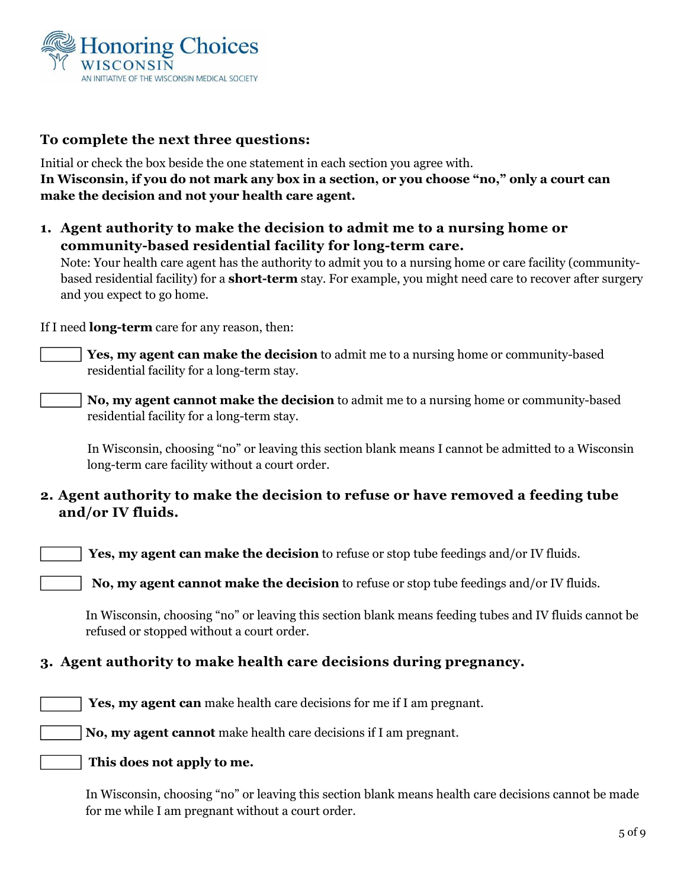Honoring Choices
WISCONSIN
AN INITIATIVE OF THE WISCONSIN MEDICAL SOCIETY

### To complete the next three questions:

Initial or check the box beside the one statement in each section you agree with.
**In Wisconsin, if you do not mark any box in a section, or you choose "no," only a court can make the decision and not your health care agent.**

### 1. Agent authority to make the decision to admit me to a nursing home or community-based residential facility for long-term care.

Note: Your health care agent has the authority to admit you to a nursing home or care facility (community-based residential facility) for a **short-term** stay. For example, you might need care to recover after surgery and you expect to go home.

If I need **long-term** care for any reason, then:

☐ **Yes, my agent can make the decision** to admit me to a nursing home or community-based residential facility for a long-term stay.

☐ **No, my agent cannot make the decision** to admit me to a nursing home or community-based residential facility for a long-term stay.

In Wisconsin, choosing "no" or leaving this section blank means I cannot be admitted to a Wisconsin long-term care facility without a court order.

### 2. Agent authority to make the decision to refuse or have removed a feeding tube and/or IV fluids.

☐ **Yes, my agent can make the decision** to refuse or stop tube feedings and/or IV fluids.

☐ **No, my agent cannot make the decision** to refuse or stop tube feedings and/or IV fluids.

In Wisconsin, choosing "no" or leaving this section blank means feeding tubes and IV fluids cannot be refused or stopped without a court order.

### 3. Agent authority to make health care decisions during pregnancy.

☐ **Yes, my agent can** make health care decisions for me if I am pregnant.

☐ **No, my agent cannot** make health care decisions if I am pregnant.

☐ **This does not apply to me.**

In Wisconsin, choosing "no" or leaving this section blank means health care decisions cannot be made for me while I am pregnant without a court order.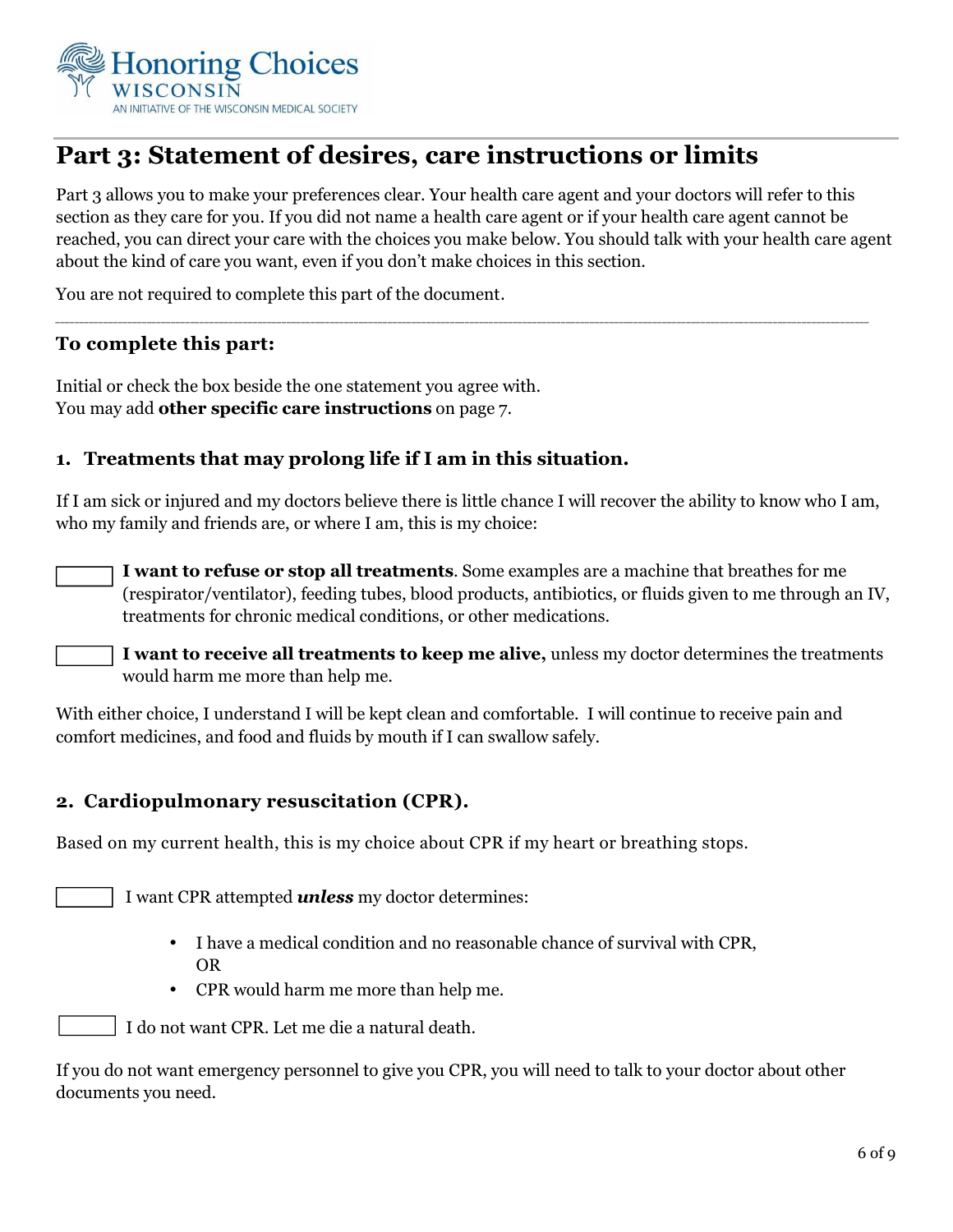Honoring Choices
WISCONSIN
AN INITIATIVE OF THE WISCONSIN MEDICAL SOCIETY

# Part 3: Statement of desires, care instructions or limits

Part 3 allows you to make your preferences clear. Your health care agent and your doctors will refer to this section as they care for you. If you did not name a health care agent or if your health care agent cannot be reached, you can direct your care with the choices you make below. You should talk with your health care agent about the kind of care you want, even if you don't make choices in this section.

You are not required to complete this part of the document.

### To complete this part:

Initial or check the box beside the one statement you agree with.
You may add **other specific care instructions** on page 7.

### 1. Treatments that may prolong life if I am in this situation.

If I am sick or injured and my doctors believe there is little chance I will recover the ability to know who I am, who my family and friends are, or where I am, this is my choice:

☐ **I want to refuse or stop all treatments**. Some examples are a machine that breathes for me (respirator/ventilator), feeding tubes, blood products, antibiotics, or fluids given to me through an IV, treatments for chronic medical conditions, or other medications.

☐ **I want to receive all treatments to keep me alive,** unless my doctor determines the treatments would harm me more than help me.

With either choice, I understand I will be kept clean and comfortable. I will continue to receive pain and comfort medicines, and food and fluids by mouth if I can swallow safely.

### 2. Cardiopulmonary resuscitation (CPR).

Based on my current health, this is my choice about CPR if my heart or breathing stops.

☐ I want CPR attempted ***unless*** my doctor determines:

- I have a medical condition and no reasonable chance of survival with CPR,
  OR
- CPR would harm me more than help me.

☐ I do not want CPR. Let me die a natural death.

If you do not want emergency personnel to give you CPR, you will need to talk to your doctor about other documents you need.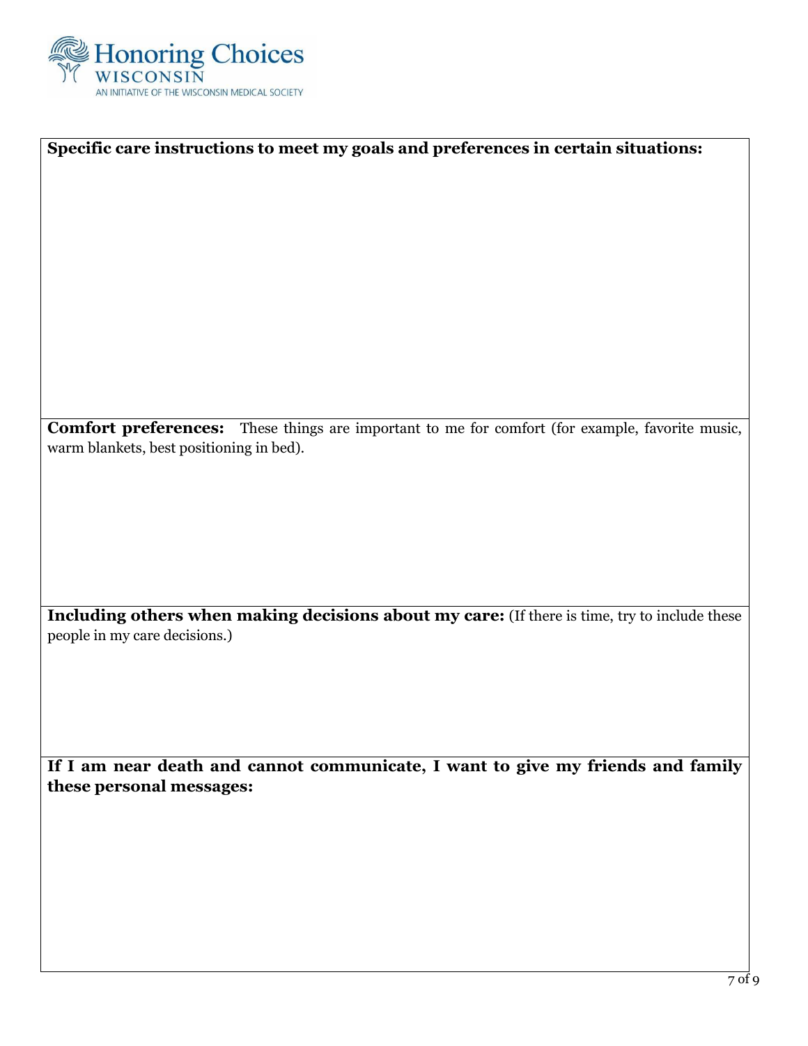**Specific care instructions to meet my goals and preferences in certain situations:**

**Comfort preferences:** These things are important to me for comfort (for example, favorite music, warm blankets, best positioning in bed).

**Including others when making decisions about my care:** (If there is time, try to include these people in my care decisions.)

**If I am near death and cannot communicate, I want to give my friends and family these personal messages:**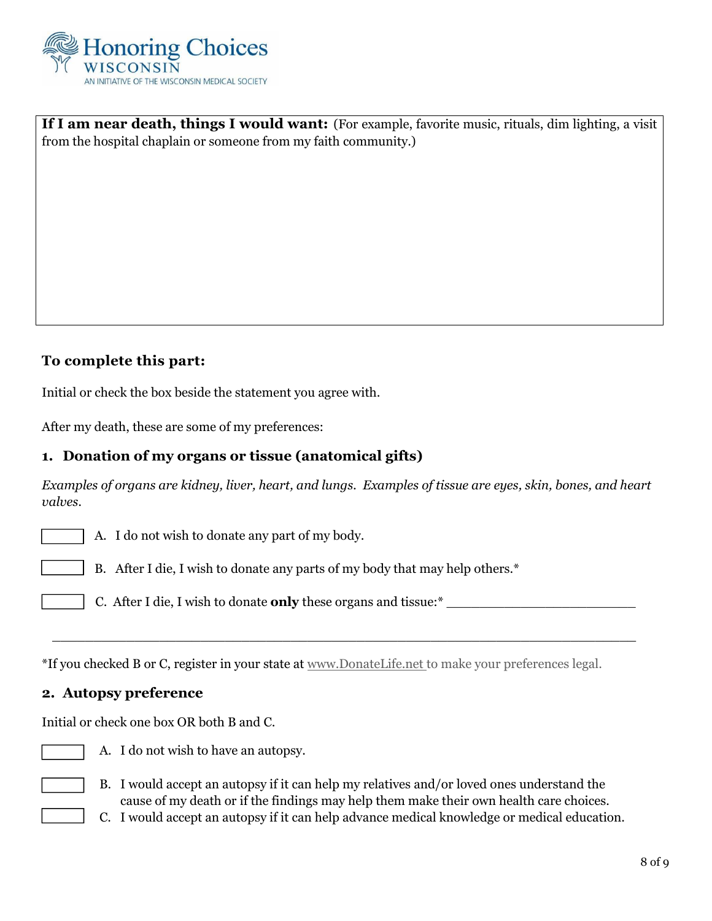**If I am near death, things I would want:** (For example, favorite music, rituals, dim lighting, a visit from the hospital chaplain or someone from my faith community.)

### To complete this part:

Initial or check the box beside the statement you agree with.

After my death, these are some of my preferences:

### 1. Donation of my organs or tissue (anatomical gifts)

*Examples of organs are kidney, liver, heart, and lungs. Examples of tissue are eyes, skin, bones, and heart valves.*

☐ A. I do not wish to donate any part of my body.

☐ B. After I die, I wish to donate any parts of my body that may help others.*

☐ C. After I die, I wish to donate **only** these organs and tissue:* ________________________

__________________________________________________________________________

*If you checked B or C, register in your state at www.DonateLife.net to make your preferences legal.

### 2. Autopsy preference

Initial or check one box OR both B and C.

☐ A. I do not wish to have an autopsy.

☐ B. I would accept an autopsy if it can help my relatives and/or loved ones understand the cause of my death or if the findings may help them make their own health care choices.

☐ C. I would accept an autopsy if it can help advance medical knowledge or medical education.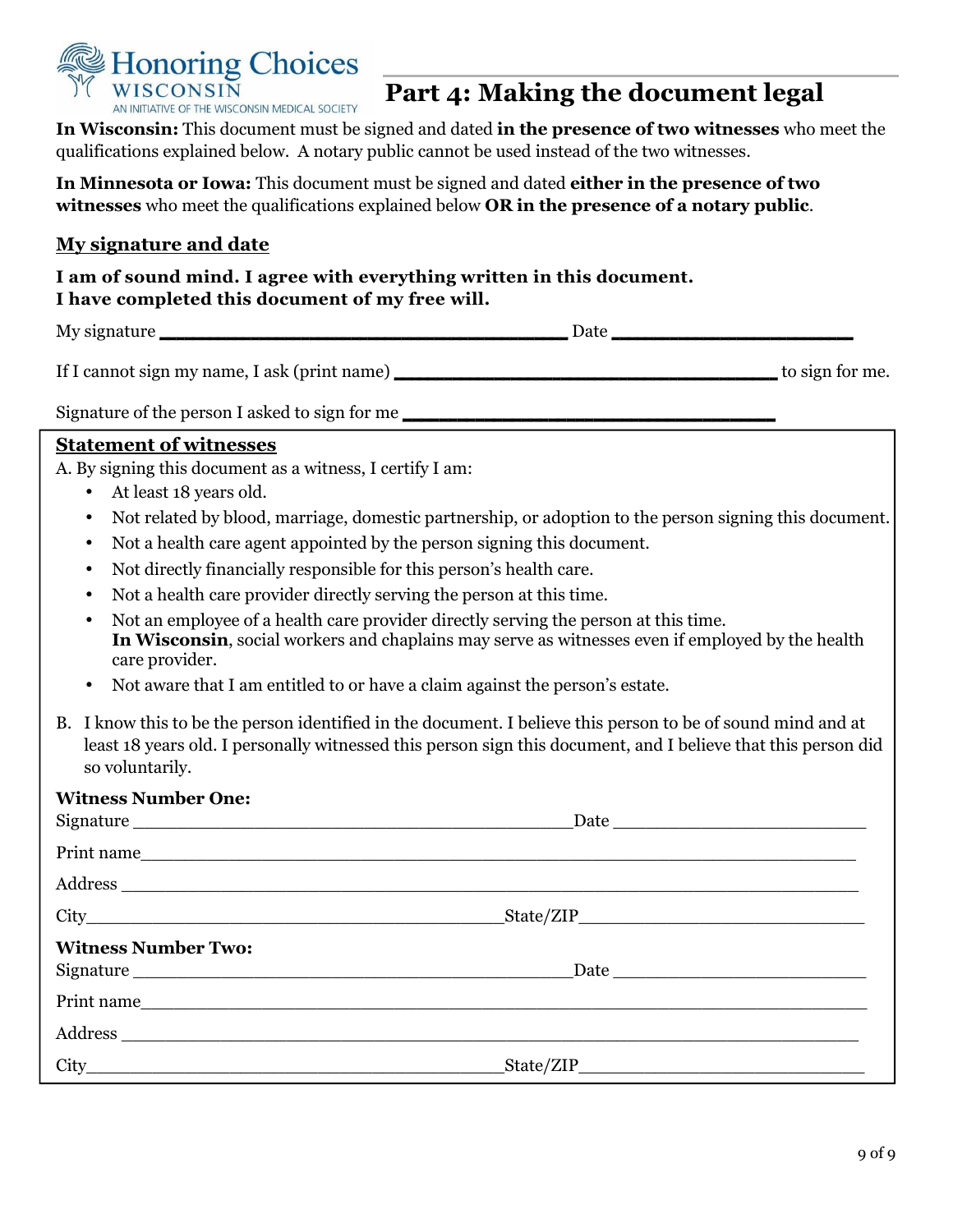Honoring Choices WISCONSIN
AN INITIATIVE OF THE WISCONSIN MEDICAL SOCIETY

# Part 4: Making the document legal

**In Wisconsin:** This document must be signed and dated **in the presence of two witnesses** who meet the qualifications explained below. A notary public cannot be used instead of the two witnesses.

**In Minnesota or Iowa:** This document must be signed and dated **either in the presence of two witnesses** who meet the qualifications explained below **OR in the presence of a notary public**.

## My signature and date

**I am of sound mind. I agree with everything written in this document.**
**I have completed this document of my free will.**

My signature ______________________________ Date ________________

If I cannot sign my name, I ask (print name) ______________________________ to sign for me.

Signature of the person I asked to sign for me ______________________________

## Statement of witnesses

A. By signing this document as a witness, I certify I am:

- At least 18 years old.
- Not related by blood, marriage, domestic partnership, or adoption to the person signing this document.
- Not a health care agent appointed by the person signing this document.
- Not directly financially responsible for this person's health care.
- Not a health care provider directly serving the person at this time.
- Not an employee of a health care provider directly serving the person at this time.
  **In Wisconsin**, social workers and chaplains may serve as witnesses even if employed by the health care provider.
- Not aware that I am entitled to or have a claim against the person's estate.

B. I know this to be the person identified in the document. I believe this person to be of sound mind and at least 18 years old. I personally witnessed this person sign this document, and I believe that this person did so voluntarily.

**Witness Number One:**

Signature ______________________________ Date ________________

Print name ______________________________

Address ______________________________

City ______________________________ State/ZIP ________________

**Witness Number Two:**

Signature ______________________________ Date ________________

Print name ______________________________

Address ______________________________

City ______________________________ State/ZIP ________________